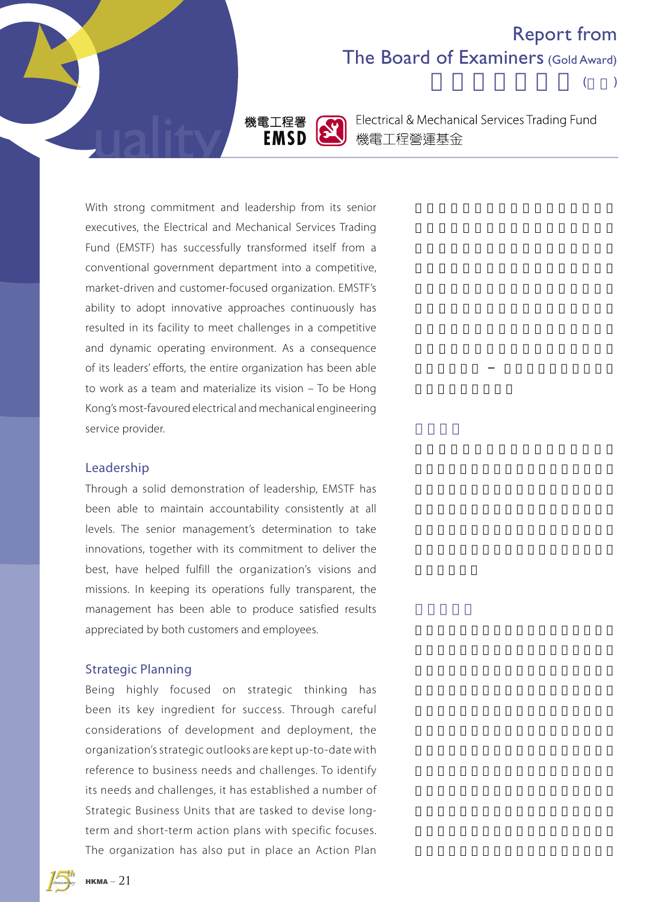# Report from The Board of Examiners (Gold Award)

機電工程署 EMSD

Electrical & Mechanical Services Trading Fund
機電工程營運基金

With strong commitment and leadership from its senior executives, the Electrical and Mechanical Services Trading Fund (EMSTF) has successfully transformed itself from a conventional government department into a competitive, market-driven and customer-focused organization. EMSTF's ability to adopt innovative approaches continuously has resulted in its facility to meet challenges in a competitive and dynamic operating environment. As a consequence of its leaders' efforts, the entire organization has been able to work as a team and materialize its vision – To be Hong Kong's most-favoured electrical and mechanical engineering service provider.

## Leadership

Through a solid demonstration of leadership, EMSTF has been able to maintain accountability consistently at all levels. The senior management's determination to take innovations, together with its commitment to deliver the best, have helped fulfill the organization's visions and missions. In keeping its operations fully transparent, the management has been able to produce satisfied results appreciated by both customers and employees.

## Strategic Planning

Being highly focused on strategic thinking has been its key ingredient for success. Through careful considerations of development and deployment, the organization's strategic outlooks are kept up-to-date with reference to business needs and challenges. To identify its needs and challenges, it has established a number of Strategic Business Units that are tasked to devise long-term and short-term action plans with specific focuses. The organization has also put in place an Action Plan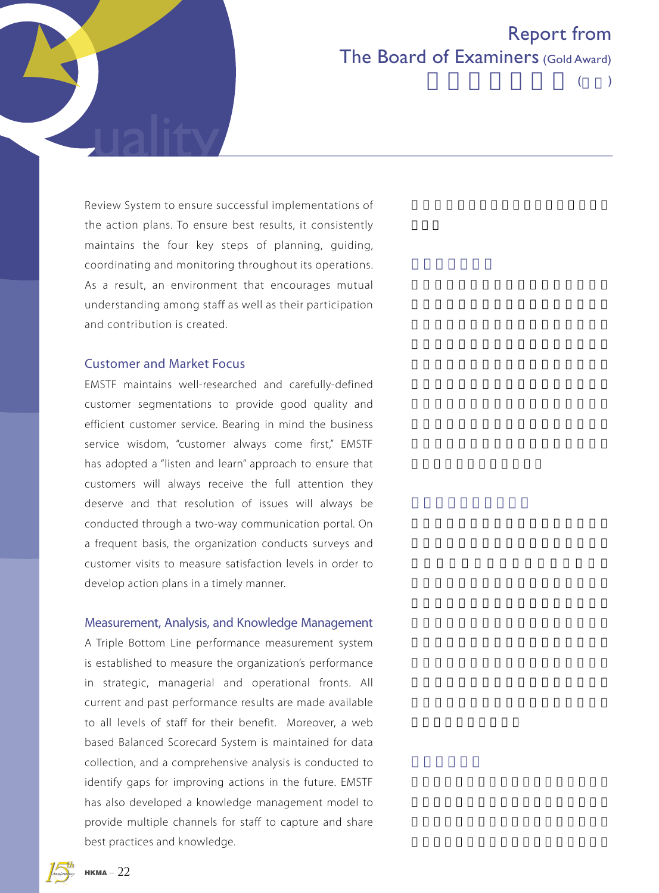Review System to ensure successful implementations of the action plans. To ensure best results, it consistently maintains the four key steps of planning, guiding, coordinating and monitoring throughout its operations. As a result, an environment that encourages mutual understanding among staff as well as their participation and contribution is created.

## Customer and Market Focus

EMSTF maintains well-researched and carefully-defined customer segmentations to provide good quality and efficient customer service. Bearing in mind the business service wisdom, "customer always come first," EMSTF has adopted a "listen and learn" approach to ensure that customers will always receive the full attention they deserve and that resolution of issues will always be conducted through a two-way communication portal. On a frequent basis, the organization conducts surveys and customer visits to measure satisfaction levels in order to develop action plans in a timely manner.

## Measurement, Analysis, and Knowledge Management

A Triple Bottom Line performance measurement system is established to measure the organization's performance in strategic, managerial and operational fronts. All current and past performance results are made available to all levels of staff for their benefit. Moreover, a web based Balanced Scorecard System is maintained for data collection, and a comprehensive analysis is conducted to identify gaps for improving actions in the future. EMSTF has also developed a knowledge management model to provide multiple channels for staff to capture and share best practices and knowledge.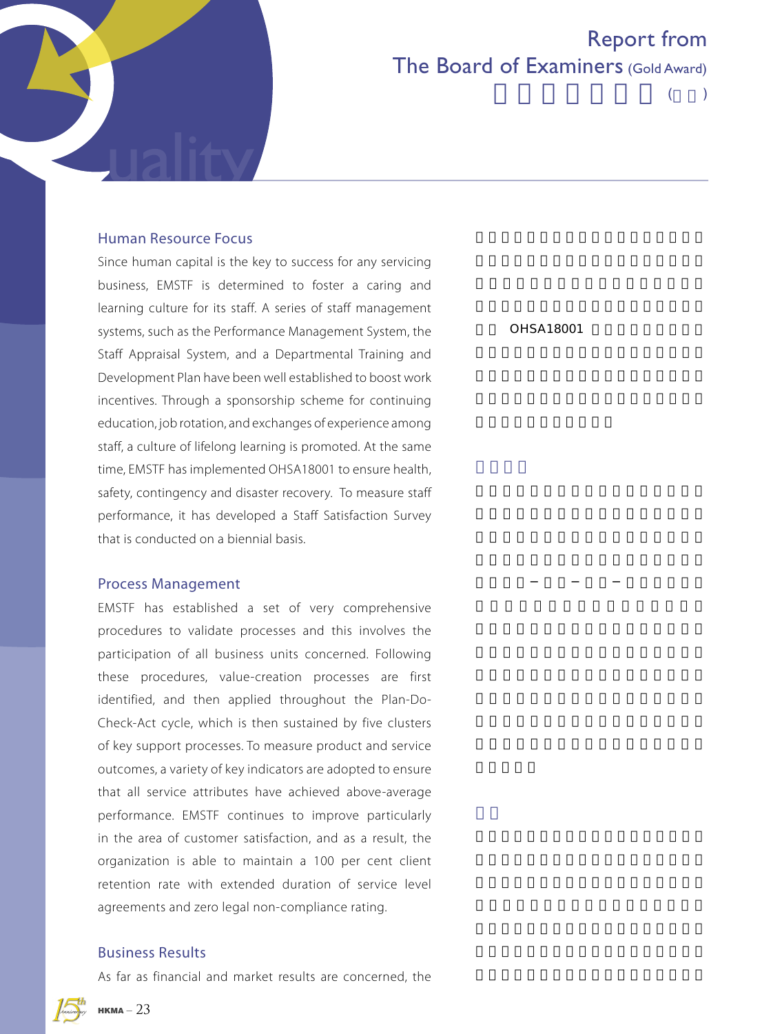# Report from The Board of Examiners (Gold Award)

## Human Resource Focus

Since human capital is the key to success for any servicing business, EMSTF is determined to foster a caring and learning culture for its staff. A series of staff management systems, such as the Performance Management System, the Staff Appraisal System, and a Departmental Training and Development Plan have been well established to boost work incentives. Through a sponsorship scheme for continuing education, job rotation, and exchanges of experience among staff, a culture of lifelong learning is promoted. At the same time, EMSTF has implemented OHSA18001 to ensure health, safety, contingency and disaster recovery. To measure staff performance, it has developed a Staff Satisfaction Survey that is conducted on a biennial basis.

## Process Management

EMSTF has established a set of very comprehensive procedures to validate processes and this involves the participation of all business units concerned. Following these procedures, value-creation processes are first identified, and then applied throughout the Plan-Do-Check-Act cycle, which is then sustained by five clusters of key support processes. To measure product and service outcomes, a variety of key indicators are adopted to ensure that all service attributes have achieved above-average performance. EMSTF continues to improve particularly in the area of customer satisfaction, and as a result, the organization is able to maintain a 100 per cent client retention rate with extended duration of service level agreements and zero legal non-compliance rating.

## Business Results

As far as financial and market results are concerned, the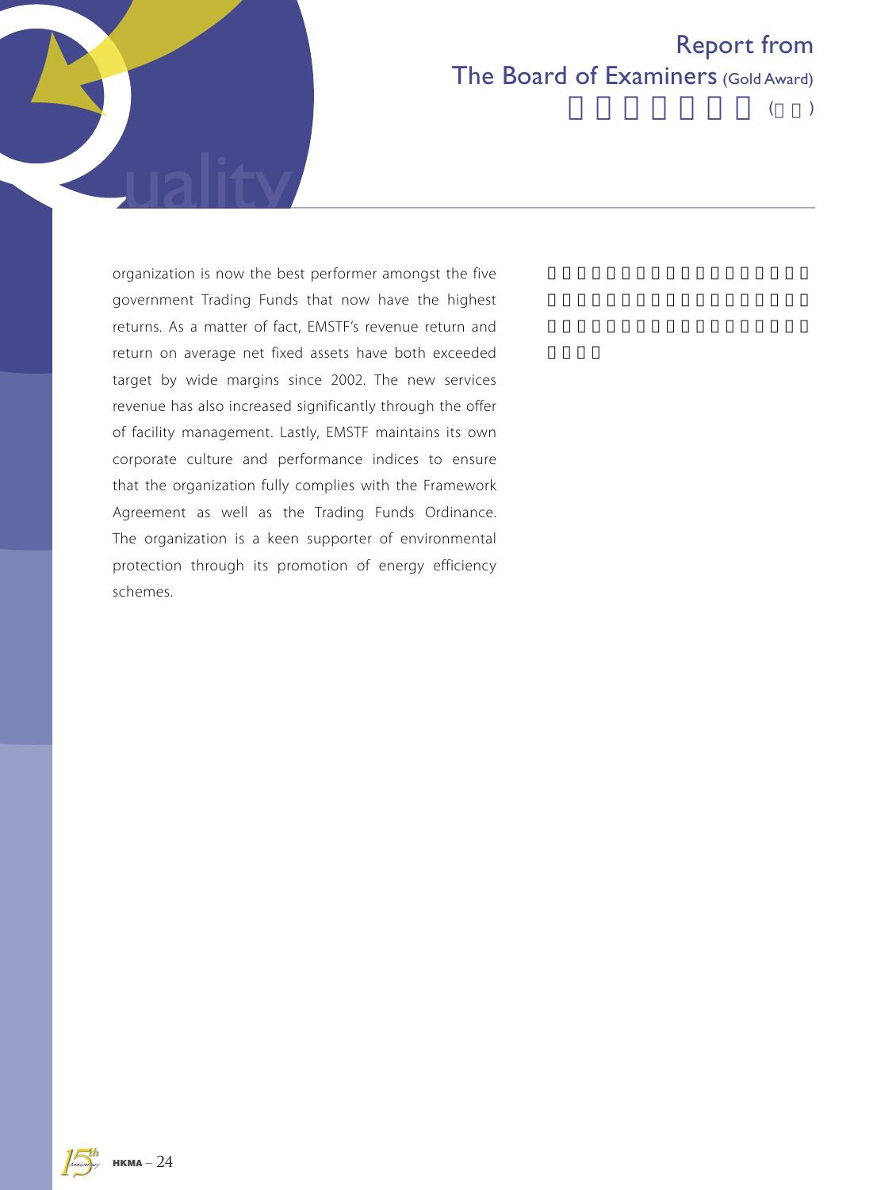organization is now the best performer amongst the five government Trading Funds that now have the highest returns. As a matter of fact, EMSTF's revenue return and return on average net fixed assets have both exceeded target by wide margins since 2002. The new services revenue has also increased significantly through the offer of facility management. Lastly, EMSTF maintains its own corporate culture and performance indices to ensure that the organization fully complies with the Framework Agreement as well as the Trading Funds Ordinance. The organization is a keen supporter of environmental protection through its promotion of energy efficiency schemes.